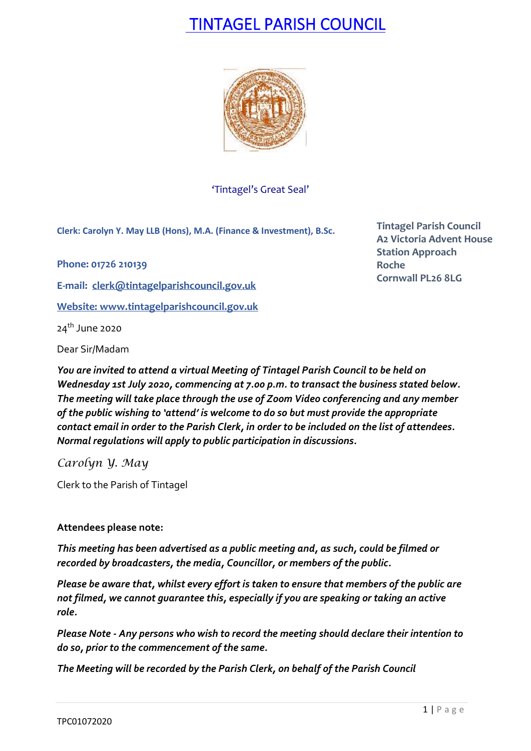# TINTAGEL PARISH COUNCIL

'Tintagel's Great Seal'

**Clerk: Carolyn Y. May LLB (Hons), M.A. (Finance & Investment), B.Sc.**

**Tintagel Parish Council**
**A2 Victoria Advent House**
**Station Approach**
**Roche**
**Cornwall PL26 8LG**

**Phone: 01726 210139**

**E-mail: clerk@tintagelparishcouncil.gov.uk**

**Website: www.tintagelparishcouncil.gov.uk**

24th June 2020

Dear Sir/Madam

***You are invited to attend a virtual Meeting of Tintagel Parish Council to be held on Wednesday 1st July 2020, commencing at 7.00 p.m. to transact the business stated below. The meeting will take place through the use of Zoom Video conferencing and any member of the public wishing to 'attend' is welcome to do so but must provide the appropriate contact email in order to the Parish Clerk, in order to be included on the list of attendees. Normal regulations will apply to public participation in discussions.***

*Carolyn Y. May*

Clerk to the Parish of Tintagel

**Attendees please note:**

***This meeting has been advertised as a public meeting and, as such, could be filmed or recorded by broadcasters, the media, Councillor, or members of the public.***

***Please be aware that, whilst every effort is taken to ensure that members of the public are not filmed, we cannot guarantee this, especially if you are speaking or taking an active role.***

***Please Note - Any persons who wish to record the meeting should declare their intention to do so, prior to the commencement of the same.***

***The Meeting will be recorded by the Parish Clerk, on behalf of the Parish Council***

TPC01072020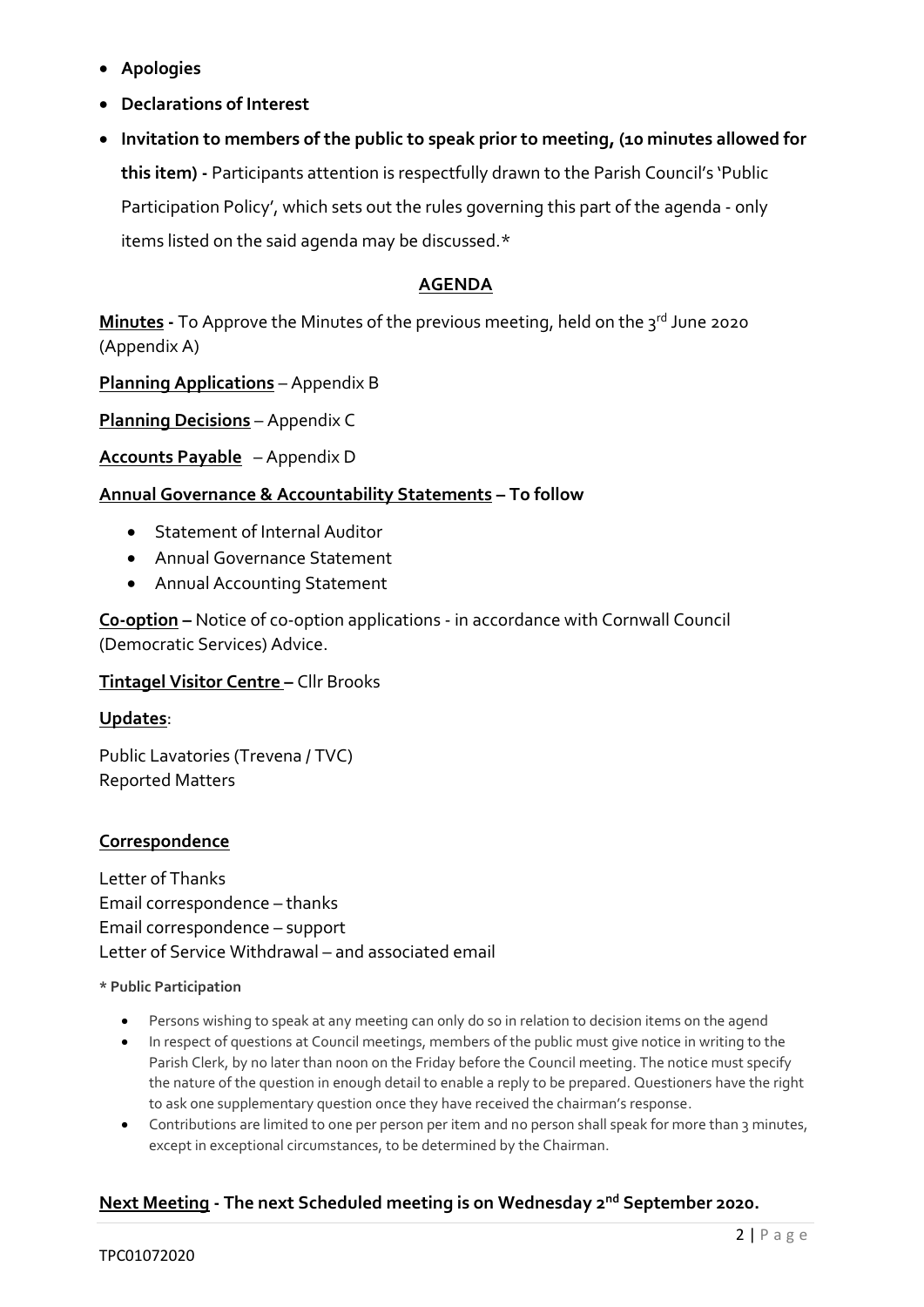- **Apologies**
- **Declarations of Interest**
- **Invitation to members of the public to speak prior to meeting, (10 minutes allowed for this item) -** Participants attention is respectfully drawn to the Parish Council's 'Public Participation Policy', which sets out the rules governing this part of the agenda - only items listed on the said agenda may be discussed.*

## AGENDA

**Minutes -** To Approve the Minutes of the previous meeting, held on the 3rd June 2020 (Appendix A)

**Planning Applications** – Appendix B

**Planning Decisions** – Appendix C

**Accounts Payable** – Appendix D

**Annual Governance & Accountability Statements – To follow**

- Statement of Internal Auditor
- Annual Governance Statement
- Annual Accounting Statement

**Co-option –** Notice of co-option applications - in accordance with Cornwall Council (Democratic Services) Advice.

**Tintagel Visitor Centre –** Cllr Brooks

**Updates**:

Public Lavatories (Trevena / TVC)
Reported Matters

**Correspondence**

Letter of Thanks
Email correspondence – thanks
Email correspondence – support
Letter of Service Withdrawal – and associated email

**\* Public Participation**

- Persons wishing to speak at any meeting can only do so in relation to decision items on the agend
- In respect of questions at Council meetings, members of the public must give notice in writing to the Parish Clerk, by no later than noon on the Friday before the Council meeting. The notice must specify the nature of the question in enough detail to enable a reply to be prepared. Questioners have the right to ask one supplementary question once they have received the chairman's response.
- Contributions are limited to one per person per item and no person shall speak for more than 3 minutes, except in exceptional circumstances, to be determined by the Chairman.

**Next Meeting - The next Scheduled meeting is on Wednesday 2nd September 2020.**

TPC01072020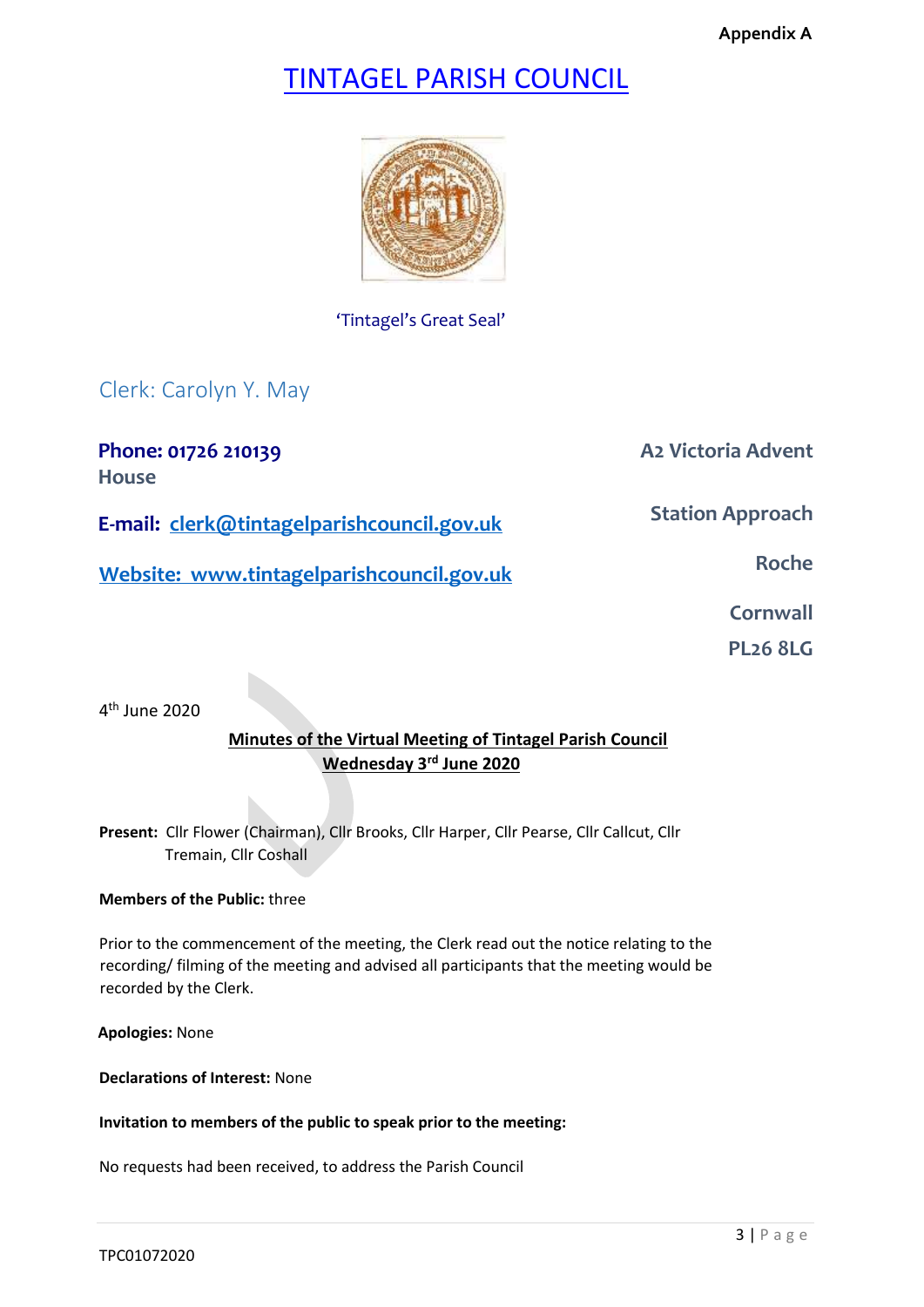Appendix A

# TINTAGEL PARISH COUNCIL

'Tintagel's Great Seal'

Clerk: Carolyn Y. May

**Phone: 01726 210139**

**E-mail: clerk@tintagelparishcouncil.gov.uk**

**Website: www.tintagelparishcouncil.gov.uk**

**A2 Victoria Advent House**
**Station Approach**
**Roche**
**Cornwall**
**PL26 8LG**

4th June 2020

**Minutes of the Virtual Meeting of Tintagel Parish Council**
**Wednesday 3rd June 2020**

**Present:** Cllr Flower (Chairman), Cllr Brooks, Cllr Harper, Cllr Pearse, Cllr Callcut, Cllr Tremain, Cllr Coshall

**Members of the Public:** three

Prior to the commencement of the meeting, the Clerk read out the notice relating to the recording/ filming of the meeting and advised all participants that the meeting would be recorded by the Clerk.

**Apologies:** None

**Declarations of Interest:** None

**Invitation to members of the public to speak prior to the meeting:**

No requests had been received, to address the Parish Council

TPC01072020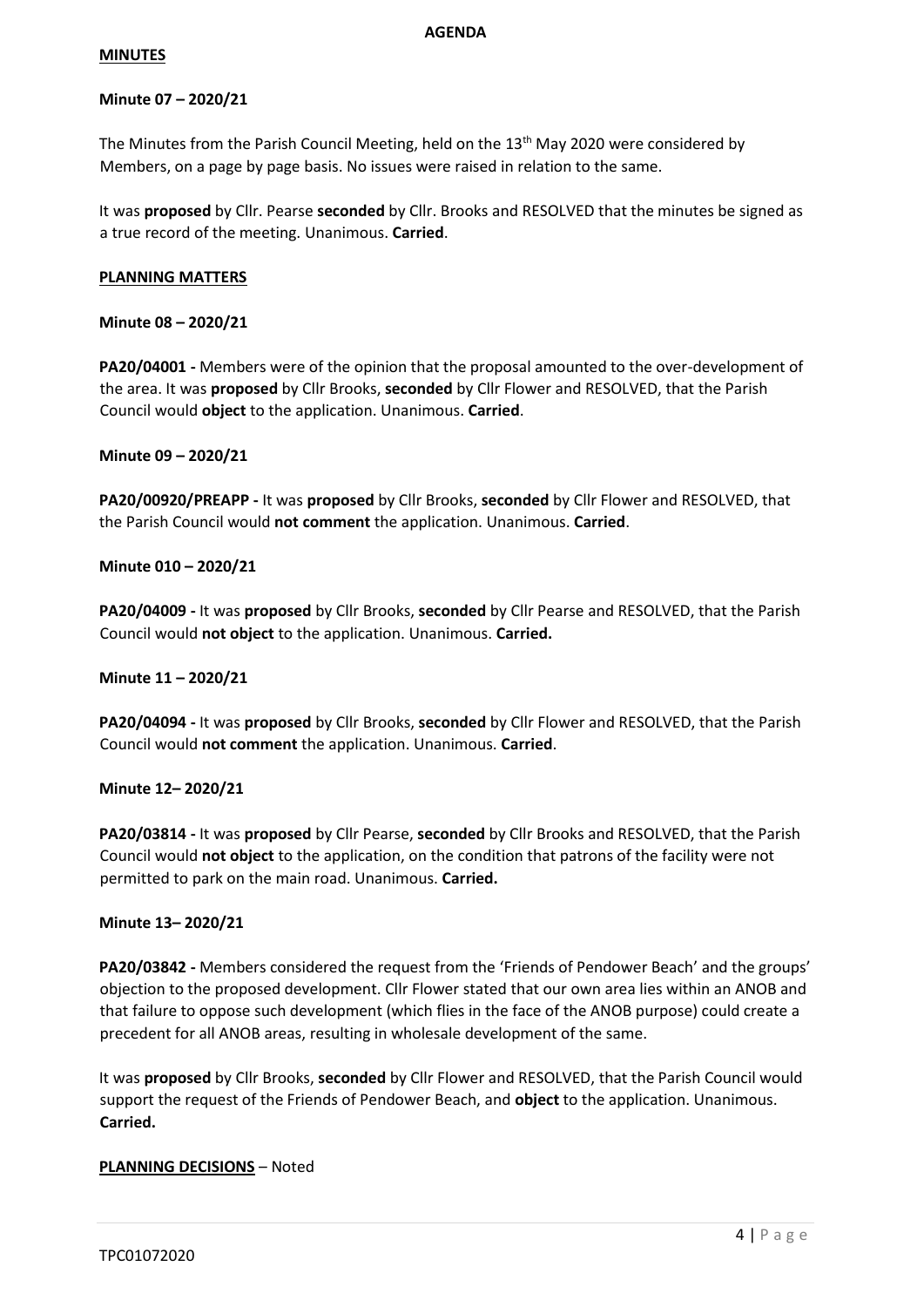**AGENDA**

**MINUTES**

**Minute 07 – 2020/21**

The Minutes from the Parish Council Meeting, held on the 13th May 2020 were considered by Members, on a page by page basis. No issues were raised in relation to the same.

It was **proposed** by Cllr. Pearse **seconded** by Cllr. Brooks and RESOLVED that the minutes be signed as a true record of the meeting. Unanimous. **Carried**.

**PLANNING MATTERS**

**Minute 08 – 2020/21**

**PA20/04001 -** Members were of the opinion that the proposal amounted to the over-development of the area. It was **proposed** by Cllr Brooks, **seconded** by Cllr Flower and RESOLVED, that the Parish Council would **object** to the application. Unanimous. **Carried**.

**Minute 09 – 2020/21**

**PA20/00920/PREAPP -** It was **proposed** by Cllr Brooks, **seconded** by Cllr Flower and RESOLVED, that the Parish Council would **not comment** the application. Unanimous. **Carried**.

**Minute 010 – 2020/21**

**PA20/04009 -** It was **proposed** by Cllr Brooks, **seconded** by Cllr Pearse and RESOLVED, that the Parish Council would **not object** to the application. Unanimous. **Carried.**

**Minute 11 – 2020/21**

**PA20/04094 -** It was **proposed** by Cllr Brooks, **seconded** by Cllr Flower and RESOLVED, that the Parish Council would **not comment** the application. Unanimous. **Carried**.

**Minute 12– 2020/21**

**PA20/03814 -** It was **proposed** by Cllr Pearse, **seconded** by Cllr Brooks and RESOLVED, that the Parish Council would **not object** to the application, on the condition that patrons of the facility were not permitted to park on the main road. Unanimous. **Carried.**

**Minute 13– 2020/21**

**PA20/03842 -** Members considered the request from the 'Friends of Pendower Beach' and the groups' objection to the proposed development. Cllr Flower stated that our own area lies within an ANOB and that failure to oppose such development (which flies in the face of the ANOB purpose) could create a precedent for all ANOB areas, resulting in wholesale development of the same.

It was **proposed** by Cllr Brooks, **seconded** by Cllr Flower and RESOLVED, that the Parish Council would support the request of the Friends of Pendower Beach, and **object** to the application. Unanimous. **Carried.**

**PLANNING DECISIONS** – Noted

TPC01072020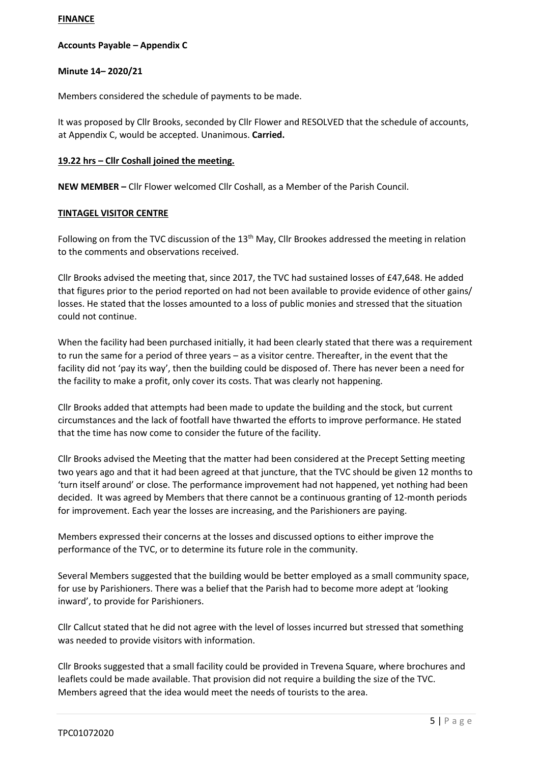**FINANCE**

**Accounts Payable – Appendix C**

**Minute 14– 2020/21**

Members considered the schedule of payments to be made.

It was proposed by Cllr Brooks, seconded by Cllr Flower and RESOLVED that the schedule of accounts, at Appendix C, would be accepted. Unanimous. **Carried.**

**19.22 hrs – Cllr Coshall joined the meeting.**

**NEW MEMBER –** Cllr Flower welcomed Cllr Coshall, as a Member of the Parish Council.

**TINTAGEL VISITOR CENTRE**

Following on from the TVC discussion of the 13th May, Cllr Brookes addressed the meeting in relation to the comments and observations received.

Cllr Brooks advised the meeting that, since 2017, the TVC had sustained losses of £47,648. He added that figures prior to the period reported on had not been available to provide evidence of other gains/ losses. He stated that the losses amounted to a loss of public monies and stressed that the situation could not continue.

When the facility had been purchased initially, it had been clearly stated that there was a requirement to run the same for a period of three years – as a visitor centre. Thereafter, in the event that the facility did not 'pay its way', then the building could be disposed of. There has never been a need for the facility to make a profit, only cover its costs. That was clearly not happening.

Cllr Brooks added that attempts had been made to update the building and the stock, but current circumstances and the lack of footfall have thwarted the efforts to improve performance. He stated that the time has now come to consider the future of the facility.

Cllr Brooks advised the Meeting that the matter had been considered at the Precept Setting meeting two years ago and that it had been agreed at that juncture, that the TVC should be given 12 months to 'turn itself around' or close. The performance improvement had not happened, yet nothing had been decided. It was agreed by Members that there cannot be a continuous granting of 12-month periods for improvement. Each year the losses are increasing, and the Parishioners are paying.

Members expressed their concerns at the losses and discussed options to either improve the performance of the TVC, or to determine its future role in the community.

Several Members suggested that the building would be better employed as a small community space, for use by Parishioners. There was a belief that the Parish had to become more adept at 'looking inward', to provide for Parishioners.

Cllr Callcut stated that he did not agree with the level of losses incurred but stressed that something was needed to provide visitors with information.

Cllr Brooks suggested that a small facility could be provided in Trevena Square, where brochures and leaflets could be made available. That provision did not require a building the size of the TVC. Members agreed that the idea would meet the needs of tourists to the area.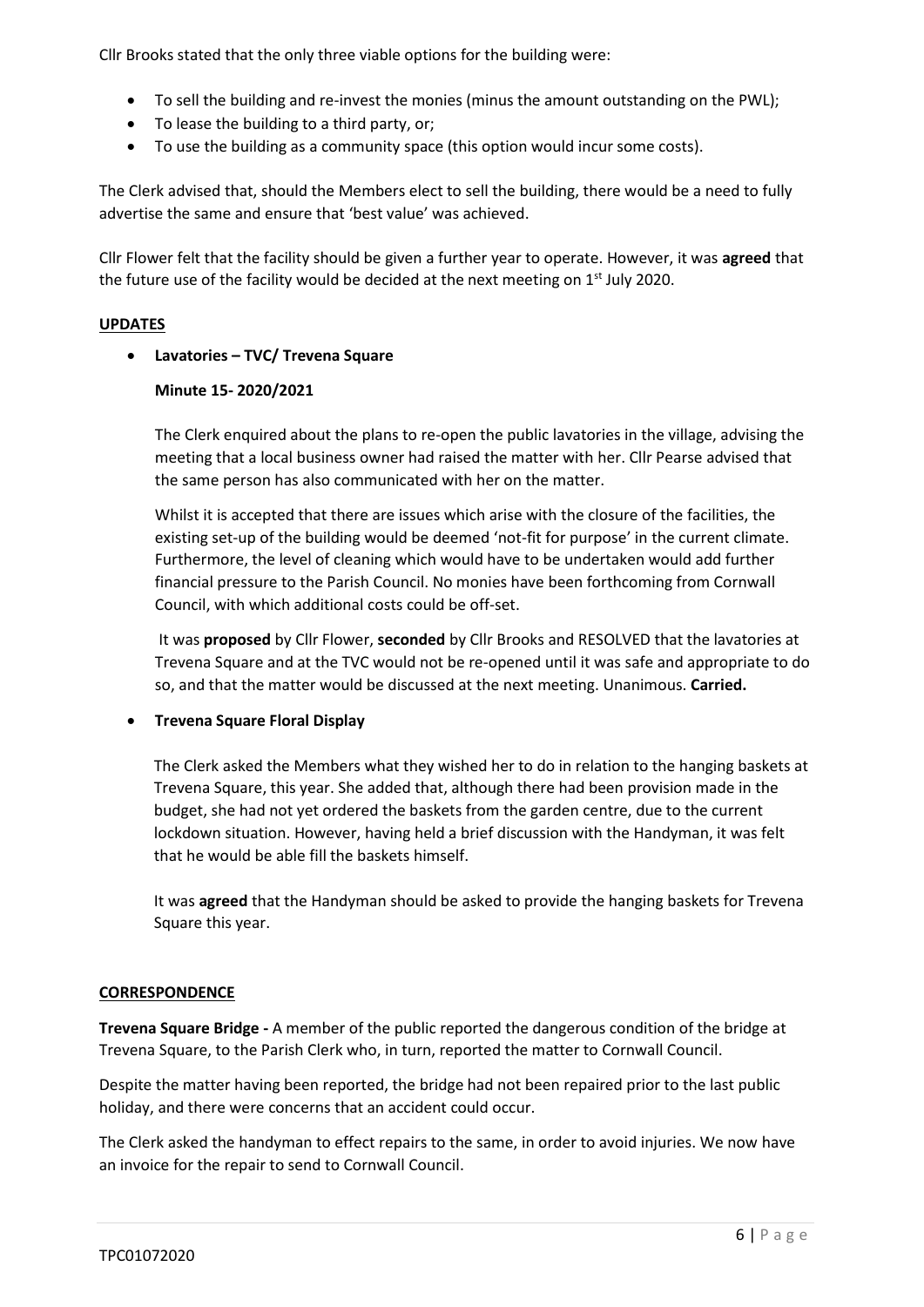Cllr Brooks stated that the only three viable options for the building were:

- To sell the building and re-invest the monies (minus the amount outstanding on the PWL);
- To lease the building to a third party, or;
- To use the building as a community space (this option would incur some costs).

The Clerk advised that, should the Members elect to sell the building, there would be a need to fully advertise the same and ensure that 'best value' was achieved.

Cllr Flower felt that the facility should be given a further year to operate. However, it was **agreed** that the future use of the facility would be decided at the next meeting on 1st July 2020.

## UPDATES

- **Lavatories – TVC/ Trevena Square**

  **Minute 15- 2020/2021**

  The Clerk enquired about the plans to re-open the public lavatories in the village, advising the meeting that a local business owner had raised the matter with her. Cllr Pearse advised that the same person has also communicated with her on the matter.

  Whilst it is accepted that there are issues which arise with the closure of the facilities, the existing set-up of the building would be deemed 'not-fit for purpose' in the current climate. Furthermore, the level of cleaning which would have to be undertaken would add further financial pressure to the Parish Council. No monies have been forthcoming from Cornwall Council, with which additional costs could be off-set.

  It was **proposed** by Cllr Flower, **seconded** by Cllr Brooks and RESOLVED that the lavatories at Trevena Square and at the TVC would not be re-opened until it was safe and appropriate to do so, and that the matter would be discussed at the next meeting. Unanimous. **Carried.**

- **Trevena Square Floral Display**

  The Clerk asked the Members what they wished her to do in relation to the hanging baskets at Trevena Square, this year. She added that, although there had been provision made in the budget, she had not yet ordered the baskets from the garden centre, due to the current lockdown situation. However, having held a brief discussion with the Handyman, it was felt that he would be able fill the baskets himself.

  It was **agreed** that the Handyman should be asked to provide the hanging baskets for Trevena Square this year.

## CORRESPONDENCE

**Trevena Square Bridge -** A member of the public reported the dangerous condition of the bridge at Trevena Square, to the Parish Clerk who, in turn, reported the matter to Cornwall Council.

Despite the matter having been reported, the bridge had not been repaired prior to the last public holiday, and there were concerns that an accident could occur.

The Clerk asked the handyman to effect repairs to the same, in order to avoid injuries. We now have an invoice for the repair to send to Cornwall Council.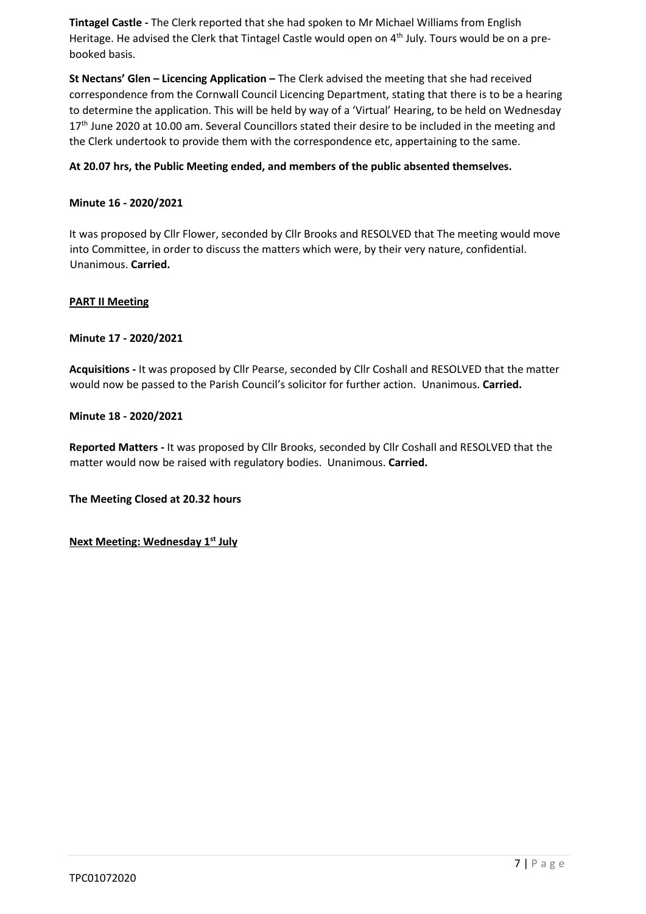**Tintagel Castle -** The Clerk reported that she had spoken to Mr Michael Williams from English Heritage. He advised the Clerk that Tintagel Castle would open on 4th July. Tours would be on a pre-booked basis.

**St Nectans' Glen – Licencing Application –** The Clerk advised the meeting that she had received correspondence from the Cornwall Council Licencing Department, stating that there is to be a hearing to determine the application. This will be held by way of a 'Virtual' Hearing, to be held on Wednesday 17th June 2020 at 10.00 am. Several Councillors stated their desire to be included in the meeting and the Clerk undertook to provide them with the correspondence etc, appertaining to the same.

**At 20.07 hrs, the Public Meeting ended, and members of the public absented themselves.**

**Minute 16 - 2020/2021**

It was proposed by Cllr Flower, seconded by Cllr Brooks and RESOLVED that The meeting would move into Committee, in order to discuss the matters which were, by their very nature, confidential. Unanimous. **Carried.**

**PART II Meeting**

**Minute 17 - 2020/2021**

**Acquisitions -** It was proposed by Cllr Pearse, seconded by Cllr Coshall and RESOLVED that the matter would now be passed to the Parish Council's solicitor for further action. Unanimous. **Carried.**

**Minute 18 - 2020/2021**

**Reported Matters -** It was proposed by Cllr Brooks, seconded by Cllr Coshall and RESOLVED that the matter would now be raised with regulatory bodies. Unanimous. **Carried.**

**The Meeting Closed at 20.32 hours**

**Next Meeting: Wednesday 1st July**

TPC01072020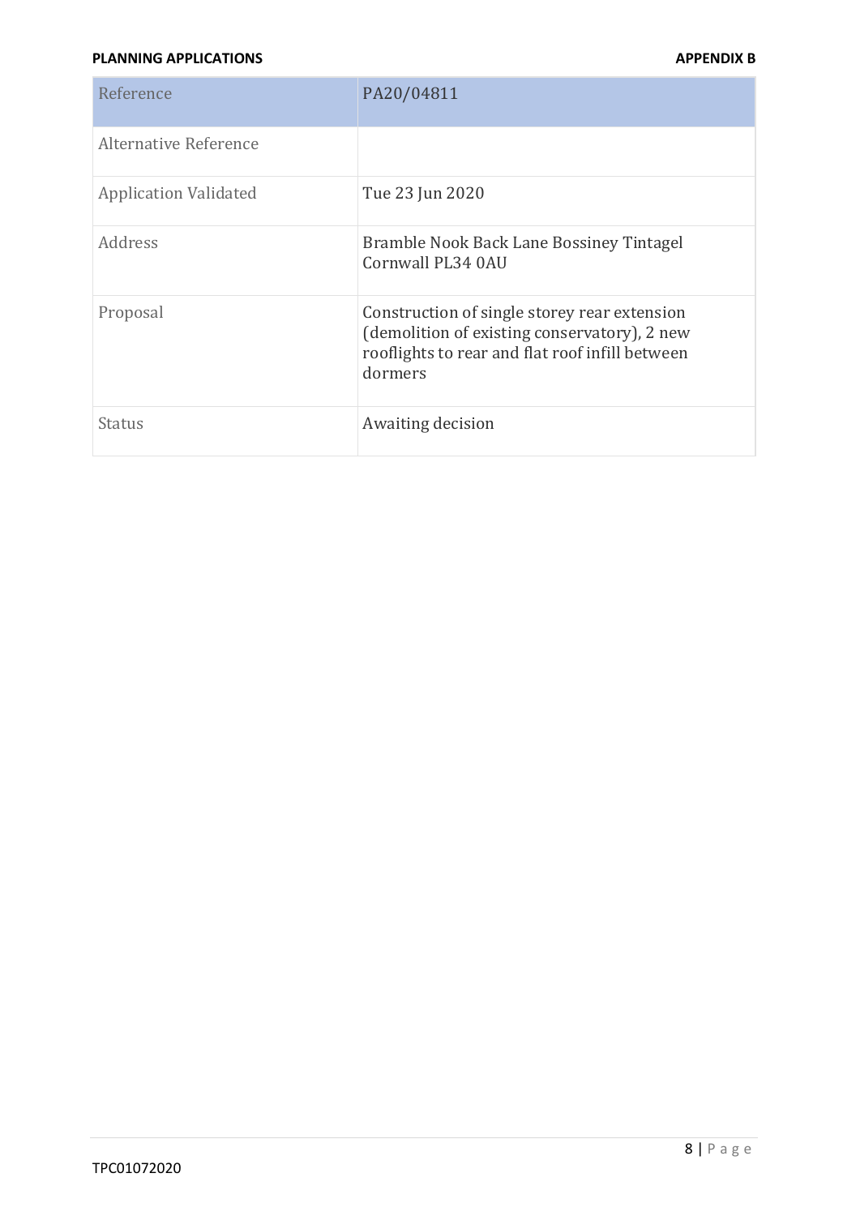| Reference | PA20/04811 |
| --- | --- |
| Alternative Reference | |
| Application Validated | Tue 23 Jun 2020 |
| Address | Bramble Nook Back Lane Bossiney Tintagel Cornwall PL34 0AU |
| Proposal | Construction of single storey rear extension (demolition of existing conservatory), 2 new rooflights to rear and flat roof infill between dormers |
| Status | Awaiting decision |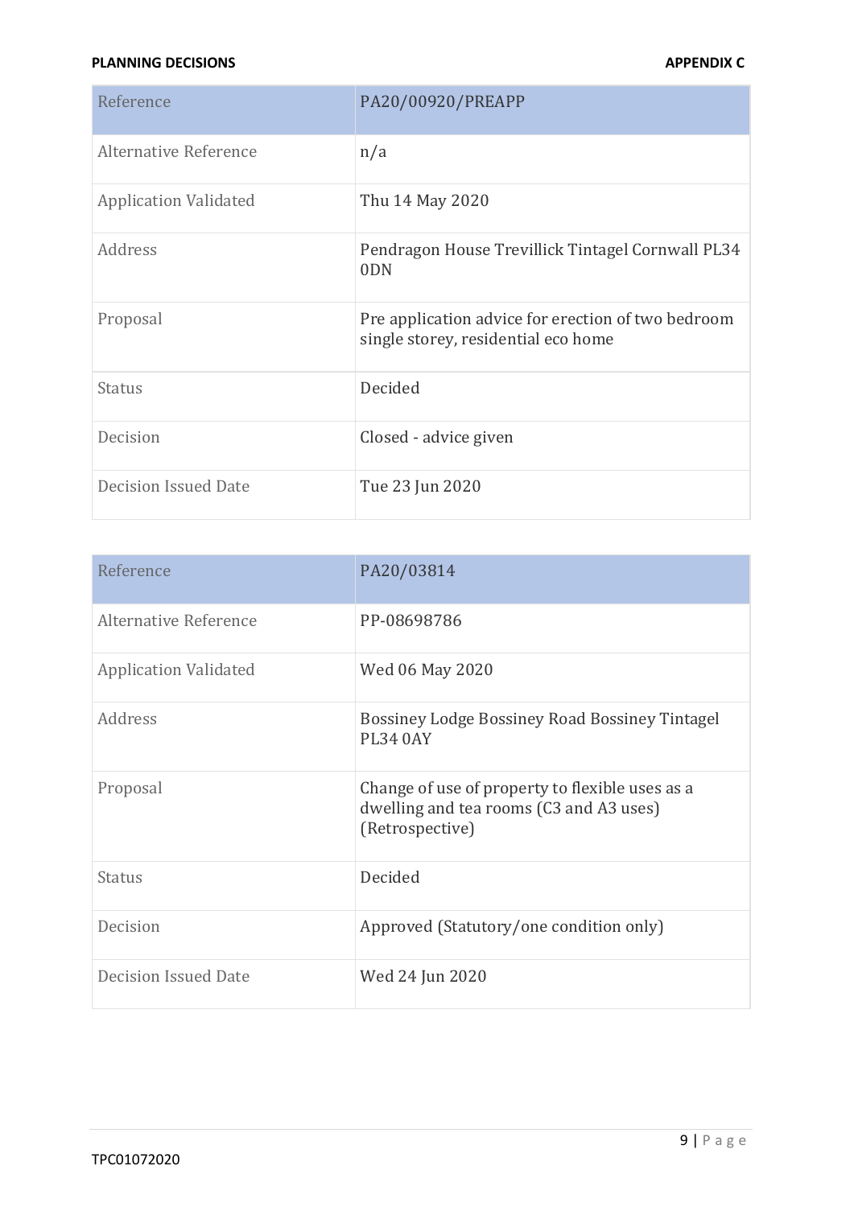| Reference | PA20/00920/PREAPP |
| --- | --- |
| Alternative Reference | n/a |
| Application Validated | Thu 14 May 2020 |
| Address | Pendragon House Trevillick Tintagel Cornwall PL34 0DN |
| Proposal | Pre application advice for erection of two bedroom single storey, residential eco home |
| Status | Decided |
| Decision | Closed - advice given |
| Decision Issued Date | Tue 23 Jun 2020 |

| Reference | PA20/03814 |
| --- | --- |
| Alternative Reference | PP-08698786 |
| Application Validated | Wed 06 May 2020 |
| Address | Bossiney Lodge Bossiney Road Bossiney Tintagel PL34 0AY |
| Proposal | Change of use of property to flexible uses as a dwelling and tea rooms (C3 and A3 uses) (Retrospective) |
| Status | Decided |
| Decision | Approved (Statutory/one condition only) |
| Decision Issued Date | Wed 24 Jun 2020 |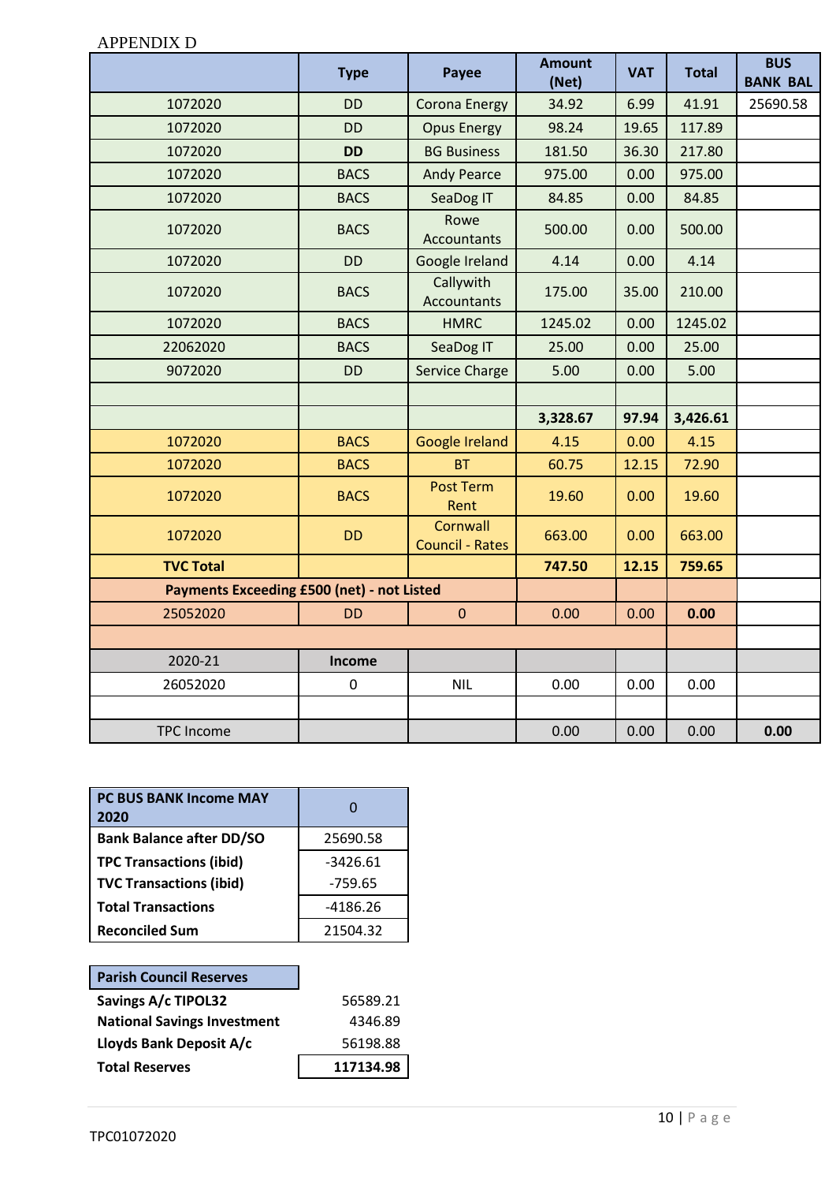APPENDIX D

| | Type | Payee | Amount (Net) | VAT | Total | BUS BANK BAL |
|---|---|---|---|---|---|---|
| 1072020 | DD | Corona Energy | 34.92 | 6.99 | 41.91 | 25690.58 |
| 1072020 | DD | Opus Energy | 98.24 | 19.65 | 117.89 | |
| 1072020 | **DD** | BG Business | 181.50 | 36.30 | 217.80 | |
| 1072020 | BACS | Andy Pearce | 975.00 | 0.00 | 975.00 | |
| 1072020 | BACS | SeaDog IT | 84.85 | 0.00 | 84.85 | |
| 1072020 | BACS | Rowe Accountants | 500.00 | 0.00 | 500.00 | |
| 1072020 | DD | Google Ireland | 4.14 | 0.00 | 4.14 | |
| 1072020 | BACS | Callywith Accountants | 175.00 | 35.00 | 210.00 | |
| 1072020 | BACS | HMRC | 1245.02 | 0.00 | 1245.02 | |
| 22062020 | BACS | SeaDog IT | 25.00 | 0.00 | 25.00 | |
| 9072020 | DD | Service Charge | 5.00 | 0.00 | 5.00 | |
| | | | | | | |
| | | | **3,328.67** | **97.94** | **3,426.61** | |
| 1072020 | BACS | Google Ireland | 4.15 | 0.00 | 4.15 | |
| 1072020 | BACS | BT | 60.75 | 12.15 | 72.90 | |
| 1072020 | BACS | Post Term Rent | 19.60 | 0.00 | 19.60 | |
| 1072020 | DD | Cornwall Council - Rates | 663.00 | 0.00 | 663.00 | |
| **TVC Total** | | | **747.50** | **12.15** | **759.65** | |
| **Payments Exceeding £500 (net) - not Listed** | | | | | | |
| 25052020 | DD | 0 | 0.00 | 0.00 | **0.00** | |
| | | | | | | |
| 2020-21 | **Income** | | | | | |
| 26052020 | 0 | NIL | 0.00 | 0.00 | 0.00 | |
| | | | | | | |
| TPC Income | | | 0.00 | 0.00 | 0.00 | **0.00** |

| | |
|---|---|
| **PC BUS BANK Income MAY 2020** | 0 |
| **Bank Balance after DD/SO** | 25690.58 |
| **TPC Transactions (ibid)** | -3426.61 |
| **TVC Transactions (ibid)** | -759.65 |
| **Total Transactions** | -4186.26 |
| **Reconciled Sum** | 21504.32 |

| **Parish Council Reserves** | |
|---|---|
| **Savings A/c TIPOL32** | 56589.21 |
| **National Savings Investment** | 4346.89 |
| **Lloyds Bank Deposit A/c** | 56198.88 |
| **Total Reserves** | **117134.98** |

TPC01072020